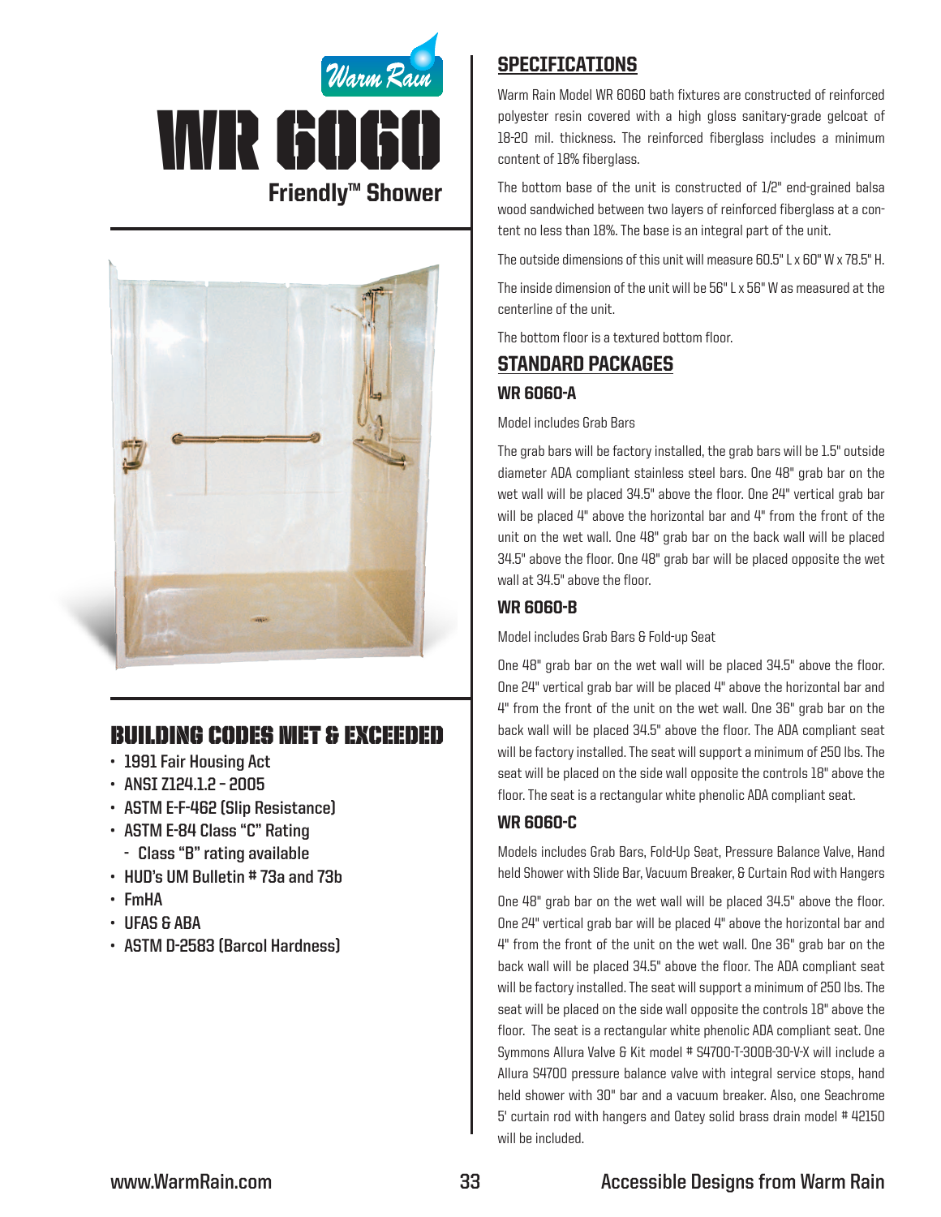Warm Rain

# WR 6060

## Friendly™ Shower

## BUILDING CODES MET & EXCEEDED

- 1991 Fair Housing Act
- ANSI Z124.1.2 – 2005
- ASTM E-F-462 (Slip Resistance)
- ASTM E-84 Class "C" Rating
  - Class "B" rating available
- HUD's UM Bulletin # 73a and 73b
- FmHA
- UFAS & ABA
- ASTM D-2583 (Barcol Hardness)

## SPECIFICATIONS

Warm Rain Model WR 6060 bath fixtures are constructed of reinforced polyester resin covered with a high gloss sanitary-grade gelcoat of 18-20 mil. thickness. The reinforced fiberglass includes a minimum content of 18% fiberglass.

The bottom base of the unit is constructed of 1/2" end-grained balsa wood sandwiched between two layers of reinforced fiberglass at a content no less than 18%. The base is an integral part of the unit.

The outside dimensions of this unit will measure 60.5" L x 60" W x 78.5" H.

The inside dimension of the unit will be 56" L x 56" W as measured at the centerline of the unit.

The bottom floor is a textured bottom floor.

## STANDARD PACKAGES

### WR 6060-A

Model includes Grab Bars

The grab bars will be factory installed, the grab bars will be 1.5" outside diameter ADA compliant stainless steel bars. One 48" grab bar on the wet wall will be placed 34.5" above the floor. One 24" vertical grab bar will be placed 4" above the horizontal bar and 4" from the front of the unit on the wet wall. One 48" grab bar on the back wall will be placed 34.5" above the floor. One 48" grab bar will be placed opposite the wet wall at 34.5" above the floor.

### WR 6060-B

Model includes Grab Bars & Fold-up Seat

One 48" grab bar on the wet wall will be placed 34.5" above the floor. One 24" vertical grab bar will be placed 4" above the horizontal bar and 4" from the front of the unit on the wet wall. One 36" grab bar on the back wall will be placed 34.5" above the floor. The ADA compliant seat will be factory installed. The seat will support a minimum of 250 lbs. The seat will be placed on the side wall opposite the controls 18" above the floor. The seat is a rectangular white phenolic ADA compliant seat.

### WR 6060-C

Models includes Grab Bars, Fold-Up Seat, Pressure Balance Valve, Hand held Shower with Slide Bar, Vacuum Breaker, & Curtain Rod with Hangers

One 48" grab bar on the wet wall will be placed 34.5" above the floor. One 24" vertical grab bar will be placed 4" above the horizontal bar and 4" from the front of the unit on the wet wall. One 36" grab bar on the back wall will be placed 34.5" above the floor. The ADA compliant seat will be factory installed. The seat will support a minimum of 250 lbs. The seat will be placed on the side wall opposite the controls 18" above the floor. The seat is a rectangular white phenolic ADA compliant seat. One Symmons Allura Valve & Kit model # S4700-T-300B-30-V-X will include a Allura S4700 pressure balance valve with integral service stops, hand held shower with 30" bar and a vacuum breaker. Also, one Seachrome 5' curtain rod with hangers and Oatey solid brass drain model # 42150 will be included.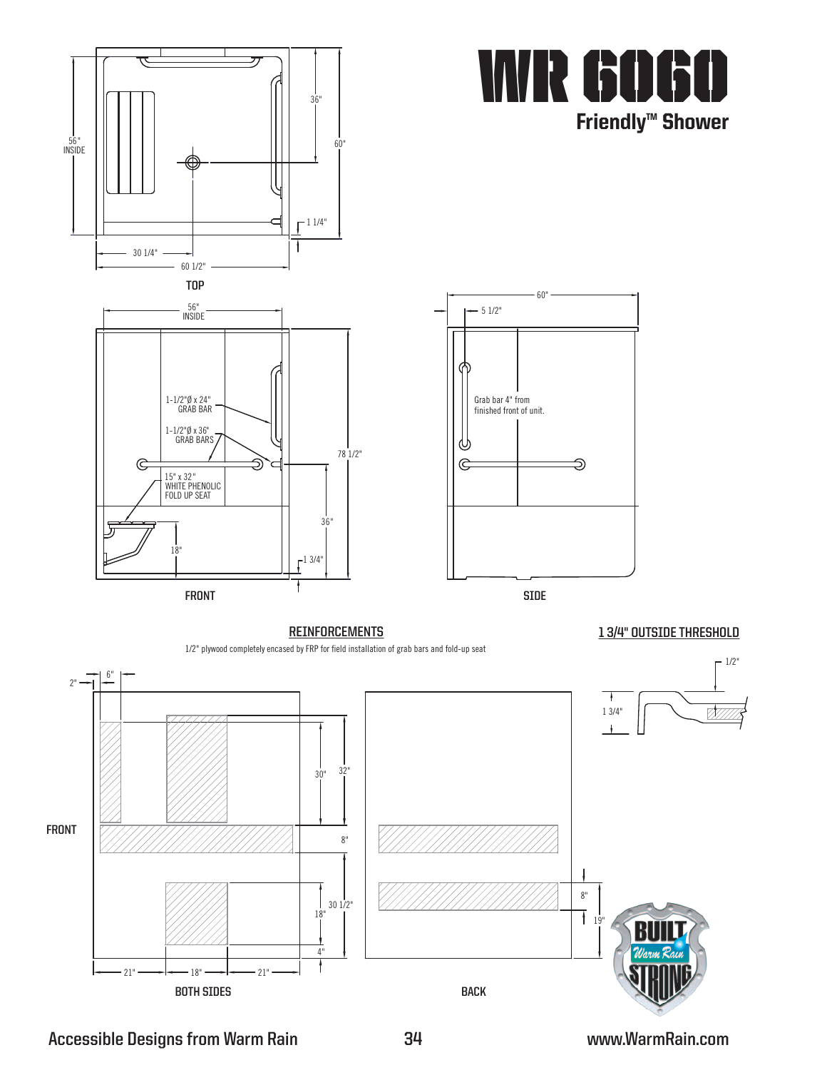# WR 6060

## Friendly™ Shower

56" INSIDE

36"

60"

1 1/4"

30 1/4"

60 1/2"

TOP

56" INSIDE

1-1/2"Ø x 24" GRAB BAR

1-1/2"Ø x 36" GRAB BARS

15" x 32" WHITE PHENOLIC FOLD UP SEAT

78 1/2"

36"

18"

1 3/4"

FRONT

60"

5 1/2"

Grab bar 4" from finished front of unit.

SIDE

## REINFORCEMENTS

1/2" plywood completely encased by FRP for field installation of grab bars and fold-up seat

2"

6"

30"

32"

8"

30 1/2"

18"

4"

21"

18"

21"

FRONT

BOTH SIDES

8"

19"

BACK

## 1 3/4" OUTSIDE THRESHOLD

1/2"

1 3/4"

BUILT Warm Rain STRONG

Accessible Designs from Warm Rain

www.WarmRain.com